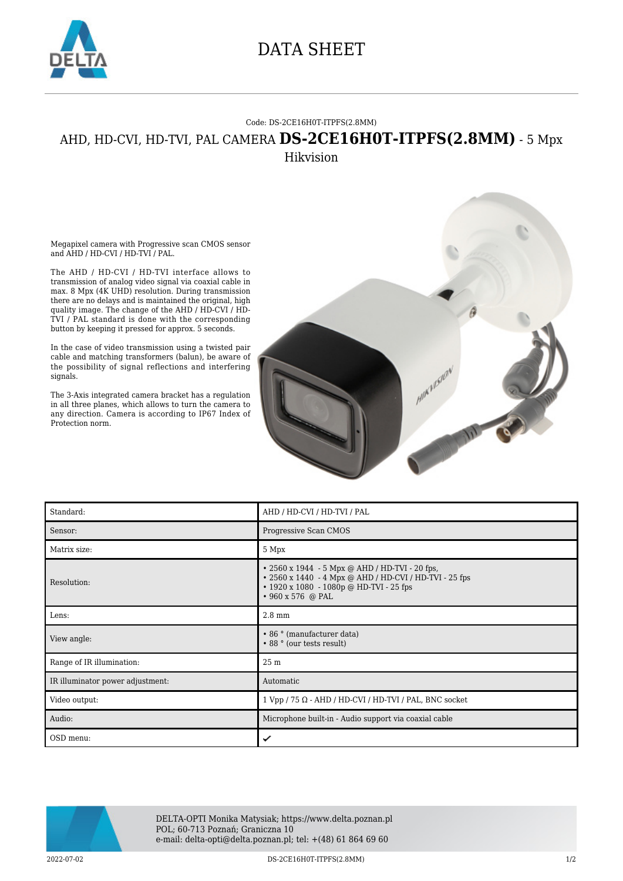# DATA SHEET

Code: DS-2CE16H0T-ITPFS(2.8MM)

## AHD, HD-CVI, HD-TVI, PAL CAMERA **DS-2CE16H0T-ITPFS(2.8MM)** - 5 Mpx

Hikvision

Megapixel camera with Progressive scan CMOS sensor and AHD / HD-CVI / HD-TVI / PAL.

The AHD / HD-CVI / HD-TVI interface allows to transmission of analog video signal via coaxial cable in max. 8 Mpx (4K UHD) resolution. During transmission there are no delays and is maintained the original, high quality image. The change of the AHD / HD-CVI / HD-TVI / PAL standard is done with the corresponding button by keeping it pressed for approx. 5 seconds.

In the case of video transmission using a twisted pair cable and matching transformers (balun), be aware of the possibility of signal reflections and interfering signals.

The 3-Axis integrated camera bracket has a regulation in all three planes, which allows to turn the camera to any direction. Camera is according to IP67 Index of Protection norm.

| Standard: | AHD / HD-CVI / HD-TVI / PAL |
|---|---|
| Sensor: | Progressive Scan CMOS |
| Matrix size: | 5 Mpx |
| Resolution: | • 2560 x 1944 - 5 Mpx @ AHD / HD-TVI - 20 fps,<br>• 2560 x 1440 - 4 Mpx @ AHD / HD-CVI / HD-TVI - 25 fps<br>• 1920 x 1080 - 1080p @ HD-TVI - 25 fps<br>• 960 x 576 @ PAL |
| Lens: | 2.8 mm |
| View angle: | • 86 ° (manufacturer data)<br>• 88 ° (our tests result) |
| Range of IR illumination: | 25 m |
| IR illuminator power adjustment: | Automatic |
| Video output: | 1 Vpp / 75 Ω - AHD / HD-CVI / HD-TVI / PAL, BNC socket |
| Audio: | Microphone built-in - Audio support via coaxial cable |
| OSD menu: | ✔ |

DELTA-OPTI Monika Matysiak; https://www.delta.poznan.pl
POL; 60-713 Poznań; Graniczna 10
e-mail: delta-opti@delta.poznan.pl; tel: +(48) 61 864 69 60

2022-07-02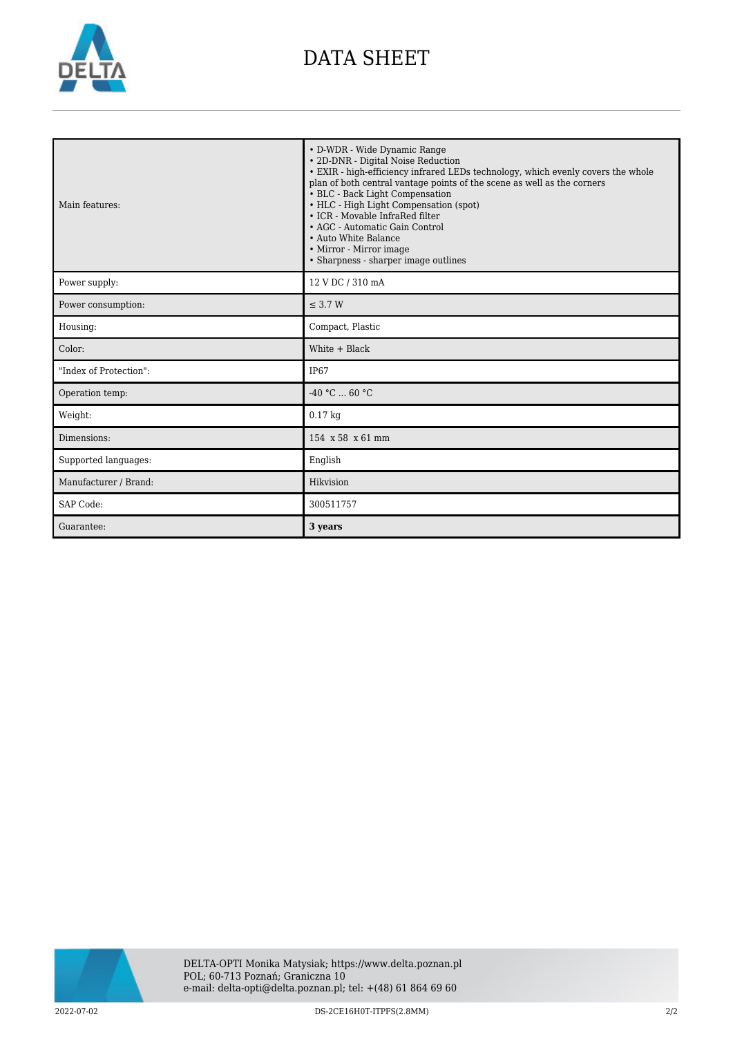# DATA SHEET

| | |
|---|---|
| Main features: | • D-WDR - Wide Dynamic Range<br>• 2D-DNR - Digital Noise Reduction<br>• EXIR - high-efficiency infrared LEDs technology, which evenly covers the whole plan of both central vantage points of the scene as well as the corners<br>• BLC - Back Light Compensation<br>• HLC - High Light Compensation (spot)<br>• ICR - Movable InfraRed filter<br>• AGC - Automatic Gain Control<br>• Auto White Balance<br>• Mirror - Mirror image<br>• Sharpness - sharper image outlines |
| Power supply: | 12 V DC / 310 mA |
| Power consumption: | ≤ 3.7 W |
| Housing: | Compact, Plastic |
| Color: | White + Black |
| "Index of Protection": | IP67 |
| Operation temp: | -40 °C ... 60 °C |
| Weight: | 0.17 kg |
| Dimensions: | 154 x 58 x 61 mm |
| Supported languages: | English |
| Manufacturer / Brand: | Hikvision |
| SAP Code: | 300511757 |
| Guarantee: | **3 years** |

DELTA-OPTI Monika Matysiak; https://www.delta.poznan.pl
POL; 60-713 Poznań; Graniczna 10
e-mail: delta-opti@delta.poznan.pl; tel: +(48) 61 864 69 60

2022-07-02 DS-2CE16H0T-ITPFS(2.8MM)